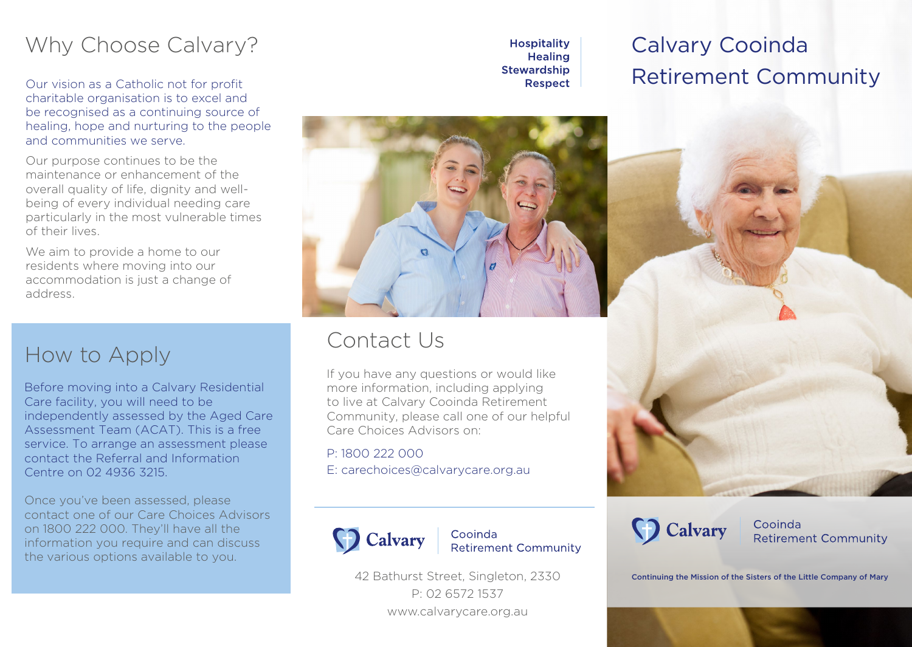# Why Choose Calvary?

Our vision as a Catholic not for profit charitable organisation is to excel and be recognised as a continuing source of healing, hope and nurturing to the people and communities we serve.

Our purpose continues to be the maintenance or enhancement of the overall quality of life, dignity and well-being of every individual needing care particularly in the most vulnerable times of their lives.

We aim to provide a home to our residents where moving into our accommodation is just a change of address.

## How to Apply

Before moving into a Calvary Residential Care facility, you will need to be independently assessed by the Aged Care Assessment Team (ACAT). This is a free service. To arrange an assessment please contact the Referral and Information Centre on 02 4936 3215.

Once you've been assessed, please contact one of our Care Choices Advisors on 1800 222 000. They'll have all the information you require and can discuss the various options available to you.

**Hospitality**
**Healing**
**Stewardship**
**Respect**

## Contact Us

If you have any questions or would like more information, including applying to live at Calvary Cooinda Retirement Community, please call one of our helpful Care Choices Advisors on:

P: 1800 222 000
E: carechoices@calvarycare.org.au

Calvary | Cooinda Retirement Community

42 Bathurst Street, Singleton, 2330
P: 02 6572 1537
www.calvarycare.org.au

# Calvary Cooinda Retirement Community

Calvary | Cooinda Retirement Community

**Continuing the Mission of the Sisters of the Little Company of Mary**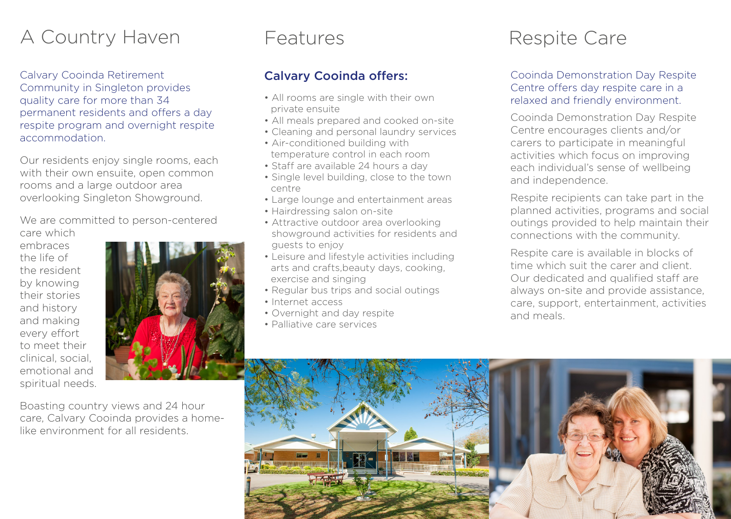# A Country Haven

Calvary Cooinda Retirement Community in Singleton provides quality care for more than 34 permanent residents and offers a day respite program and overnight respite accommodation.

Our residents enjoy single rooms, each with their own ensuite, open common rooms and a large outdoor area overlooking Singleton Showground.

We are committed to person-centered care which embraces the life of the resident by knowing their stories and history and making every effort to meet their clinical, social, emotional and spiritual needs.

Boasting country views and 24 hour care, Calvary Cooinda provides a home-like environment for all residents.

# Features

## Calvary Cooinda offers:

- All rooms are single with their own private ensuite
- All meals prepared and cooked on-site
- Cleaning and personal laundry services
- Air-conditioned building with temperature control in each room
- Staff are available 24 hours a day
- Single level building, close to the town centre
- Large lounge and entertainment areas
- Hairdressing salon on-site
- Attractive outdoor area overlooking showground activities for residents and guests to enjoy
- Leisure and lifestyle activities including arts and crafts,beauty days, cooking, exercise and singing
- Regular bus trips and social outings
- Internet access
- Overnight and day respite
- Palliative care services

# Respite Care

Cooinda Demonstration Day Respite Centre offers day respite care in a relaxed and friendly environment.

Cooinda Demonstration Day Respite Centre encourages clients and/or carers to participate in meaningful activities which focus on improving each individual's sense of wellbeing and independence.

Respite recipients can take part in the planned activities, programs and social outings provided to help maintain their connections with the community.

Respite care is available in blocks of time which suit the carer and client. Our dedicated and qualified staff are always on-site and provide assistance, care, support, entertainment, activities and meals.